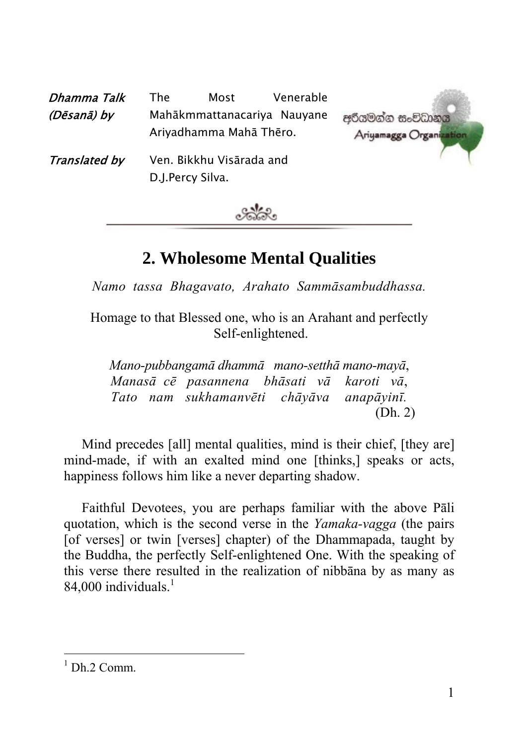*Dhamma Talk (Dēsanā) by* The Most Venerable Mahākmmattanacariya Nauyane Ariyadhamma Mahā Thēro.

*Translated by* Ven. Bikkhu Visārada and D.J.Percy Silva.

අරියමග්ග සංවිධානය
Ariyamagga Organization

# 2. Wholesome Mental Qualities

*Namo tassa Bhagavato, Arahato Sammāsambuddhassa.*

Homage to that Blessed one, who is an Arahant and perfectly Self-enlightened.

*Mano-pubbangamā dhammā mano-setthā mano-mayā,*
*Manasā cē pasannena bhāsati vā karoti vā,*
*Tato nam sukhamanvēti chāyāva anapāyinī.*
(Dh. 2)

Mind precedes [all] mental qualities, mind is their chief, [they are] mind-made, if with an exalted mind one [thinks,] speaks or acts, happiness follows him like a never departing shadow.

Faithful Devotees, you are perhaps familiar with the above Pāli quotation, which is the second verse in the *Yamaka-vagga* (the pairs [of verses] or twin [verses] chapter) of the Dhammapada, taught by the Buddha, the perfectly Self-enlightened One. With the speaking of this verse there resulted in the realization of nibbāna by as many as 84,000 individuals.[1]

---

[1] Dh.2 Comm.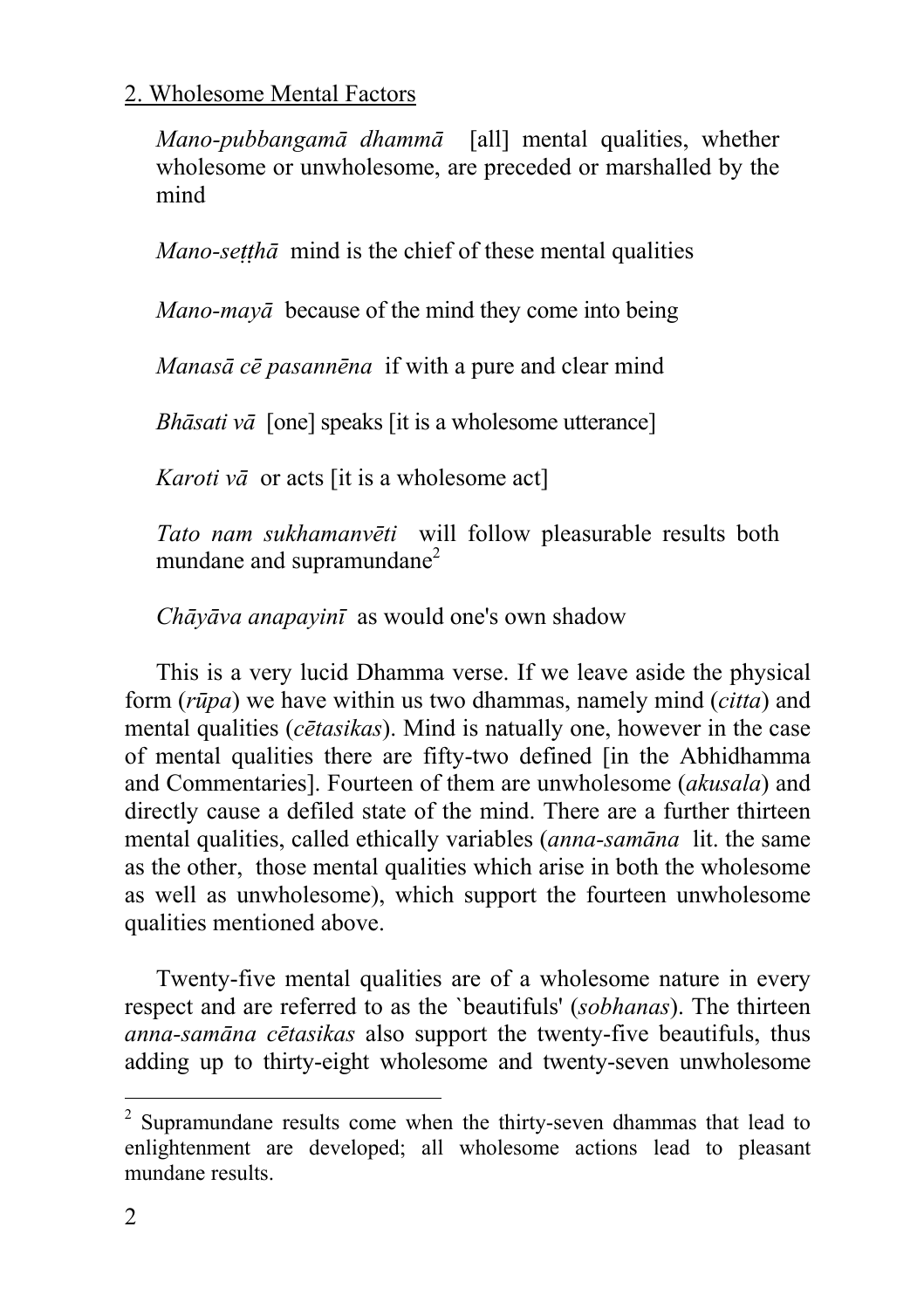## 2. Wholesome Mental Factors

*Mano-pubbangamā dhammā* [all] mental qualities, whether wholesome or unwholesome, are preceded or marshalled by the mind

*Mano-seṭṭhā* mind is the chief of these mental qualities

*Mano-mayā* because of the mind they come into being

*Manasā cē pasannēna* if with a pure and clear mind

*Bhāsati vā* [one] speaks [it is a wholesome utterance]

*Karoti vā* or acts [it is a wholesome act]

*Tato nam sukhamanvēti* will follow pleasurable results both mundane and supramundane[2]

*Chāyāva anapayinī* as would one's own shadow

This is a very lucid Dhamma verse. If we leave aside the physical form (*rūpa*) we have within us two dhammas, namely mind (*citta*) and mental qualities (*cētasikas*). Mind is natually one, however in the case of mental qualities there are fifty-two defined [in the Abhidhamma and Commentaries]. Fourteen of them are unwholesome (*akusala*) and directly cause a defiled state of the mind. There are a further thirteen mental qualities, called ethically variables (*anna-samāna* lit. the same as the other, those mental qualities which arise in both the wholesome as well as unwholesome), which support the fourteen unwholesome qualities mentioned above.

Twenty-five mental qualities are of a wholesome nature in every respect and are referred to as the `beautifuls' (*sobhanas*). The thirteen *anna-samāna cētasikas* also support the twenty-five beautifuls, thus adding up to thirty-eight wholesome and twenty-seven unwholesome

[2] Supramundane results come when the thirty-seven dhammas that lead to enlightenment are developed; all wholesome actions lead to pleasant mundane results.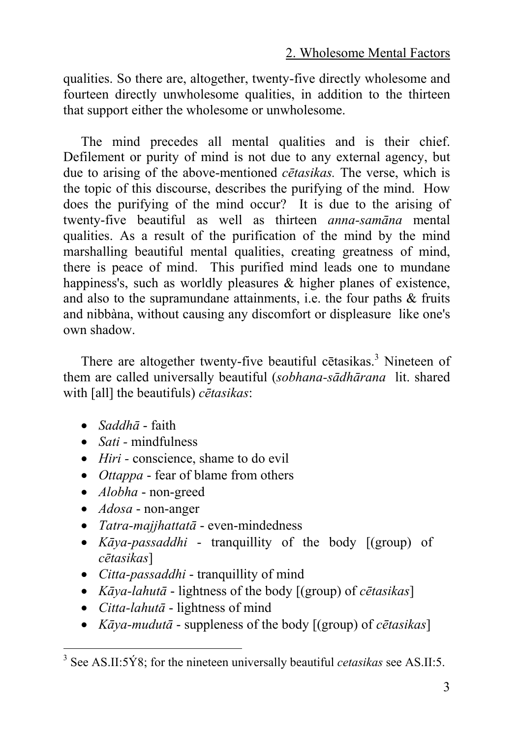qualities. So there are, altogether, twenty-five directly wholesome and fourteen directly unwholesome qualities, in addition to the thirteen that support either the wholesome or unwholesome.

The mind precedes all mental qualities and is their chief. Defilement or purity of mind is not due to any external agency, but due to arising of the above-mentioned *cētasikas.* The verse, which is the topic of this discourse, describes the purifying of the mind. How does the purifying of the mind occur? It is due to the arising of twenty-five beautiful as well as thirteen *anna-samāna* mental qualities. As a result of the purification of the mind by the mind marshalling beautiful mental qualities, creating greatness of mind, there is peace of mind. This purified mind leads one to mundane happiness's, such as worldly pleasures & higher planes of existence, and also to the supramundane attainments, i.e. the four paths & fruits and nibbàna, without causing any discomfort or displeasure like one's own shadow.

There are altogether twenty-five beautiful cētasikas.[3] Nineteen of them are called universally beautiful (*sobhana-sādhārana* lit. shared with [all] the beautifuls) *cētasikas*:

- *Saddhā* - faith
- *Sati* - mindfulness
- *Hiri* - conscience, shame to do evil
- *Ottappa* - fear of blame from others
- *Alobha* - non-greed
- *Adosa* - non-anger
- *Tatra-majjhattatā* - even-mindedness
- *Kāya-passaddhi* - tranquillity of the body [(group) of *cētasikas*]
- *Citta-passaddhi* - tranquillity of mind
- *Kāya-lahutā* - lightness of the body [(group) of *cētasikas*]
- *Citta-lahutā* - lightness of mind
- *Kāya-mudutā* - suppleness of the body [(group) of *cētasikas*]

---

[3] See AS.II:5Ý8; for the nineteen universally beautiful *cetasikas* see AS.II:5.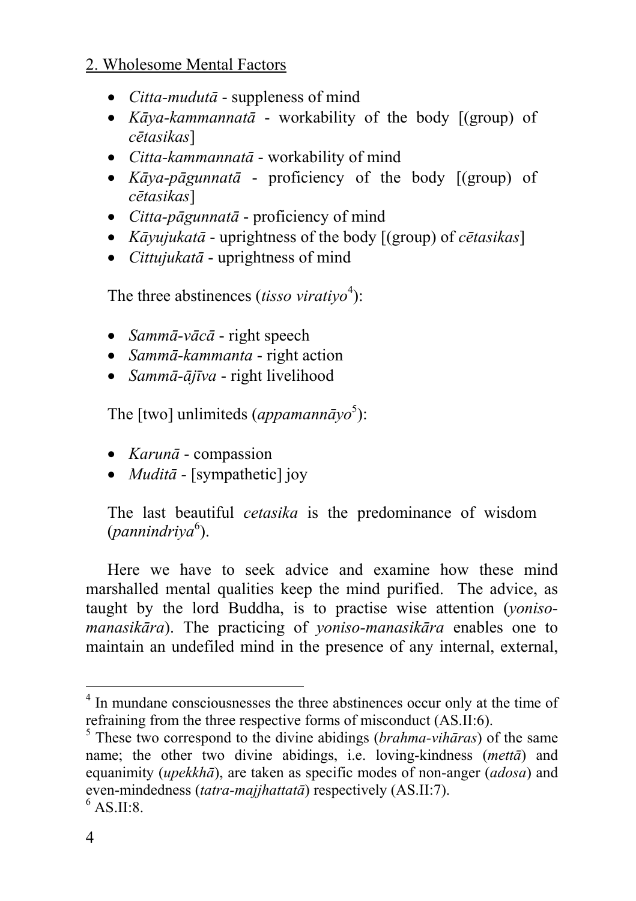2. Wholesome Mental Factors

- *Citta-mudutā* - suppleness of mind
- *Kāya-kammannatā* - workability of the body [(group) of *cētasikas*]
- *Citta-kammannatā* - workability of mind
- *Kāya-pāgunnatā* - proficiency of the body [(group) of *cētasikas*]
- *Citta-pāgunnatā* - proficiency of mind
- *Kāyujukatā* - uprightness of the body [(group) of *cētasikas*]
- *Cittujukatā* - uprightness of mind

The three abstinences (*tisso viratiyo*[4]):

- *Sammā-vācā* - right speech
- *Sammā-kammanta* - right action
- *Sammā-ājīva* - right livelihood

The [two] unlimiteds (*appamannāyo*[5]):

- *Karunā* - compassion
- *Muditā* - [sympathetic] joy

The last beautiful *cetasika* is the predominance of wisdom (*pannindriya*[6]).

Here we have to seek advice and examine how these mind marshalled mental qualities keep the mind purified. The advice, as taught by the lord Buddha, is to practise wise attention (*yoniso-manasikāra*). The practicing of *yoniso-manasikāra* enables one to maintain an undefiled mind in the presence of any internal, external,

---

[4] In mundane consciousnesses the three abstinences occur only at the time of refraining from the three respective forms of misconduct (AS.II:6).

[5] These two correspond to the divine abidings (*brahma-vihāras*) of the same name; the other two divine abidings, i.e. loving-kindness (*mettā*) and equanimity (*upekkhā*), are taken as specific modes of non-anger (*adosa*) and even-mindedness (*tatra-majjhattatā*) respectively (AS.II:7).

[6] AS.II:8.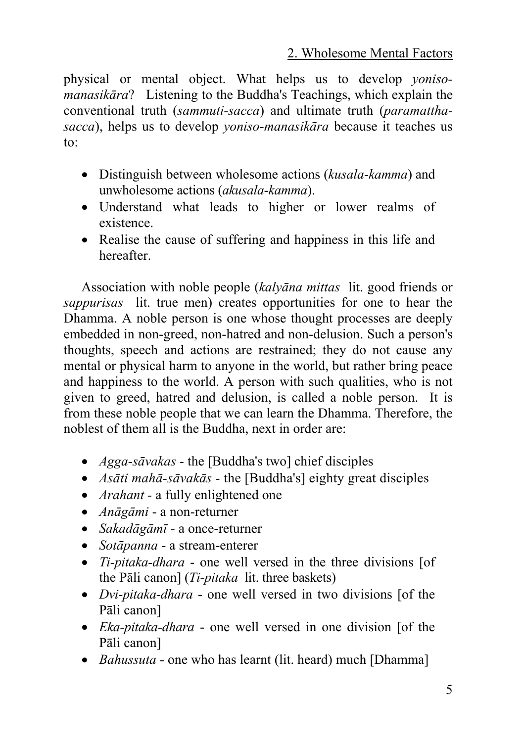physical or mental object. What helps us to develop *yoniso-manasikāra*? Listening to the Buddha's Teachings, which explain the conventional truth (*sammuti-sacca*) and ultimate truth (*paramattha-sacca*), helps us to develop *yoniso-manasikāra* because it teaches us to:

- Distinguish between wholesome actions (*kusala-kamma*) and unwholesome actions (*akusala-kamma*).
- Understand what leads to higher or lower realms of existence.
- Realise the cause of suffering and happiness in this life and hereafter.

Association with noble people (*kalyāna mittas* lit. good friends or *sappurisas* lit. true men) creates opportunities for one to hear the Dhamma. A noble person is one whose thought processes are deeply embedded in non-greed, non-hatred and non-delusion. Such a person's thoughts, speech and actions are restrained; they do not cause any mental or physical harm to anyone in the world, but rather bring peace and happiness to the world. A person with such qualities, who is not given to greed, hatred and delusion, is called a noble person. It is from these noble people that we can learn the Dhamma. Therefore, the noblest of them all is the Buddha, next in order are:

- *Agga-sāvakas* - the [Buddha's two] chief disciples
- *Asāti mahā-sāvakās* - the [Buddha's] eighty great disciples
- *Arahant* - a fully enlightened one
- *Anāgāmi* - a non-returner
- *Sakadāgāmī* - a once-returner
- *Sotāpanna* - a stream-enterer
- *Ti-pitaka-dhara* - one well versed in the three divisions [of the Pāli canon] (*Ti-pitaka* lit. three baskets)
- *Dvi-pitaka-dhara* - one well versed in two divisions [of the Pāli canon]
- *Eka-pitaka-dhara* - one well versed in one division [of the Pāli canon]
- *Bahussuta* - one who has learnt (lit. heard) much [Dhamma]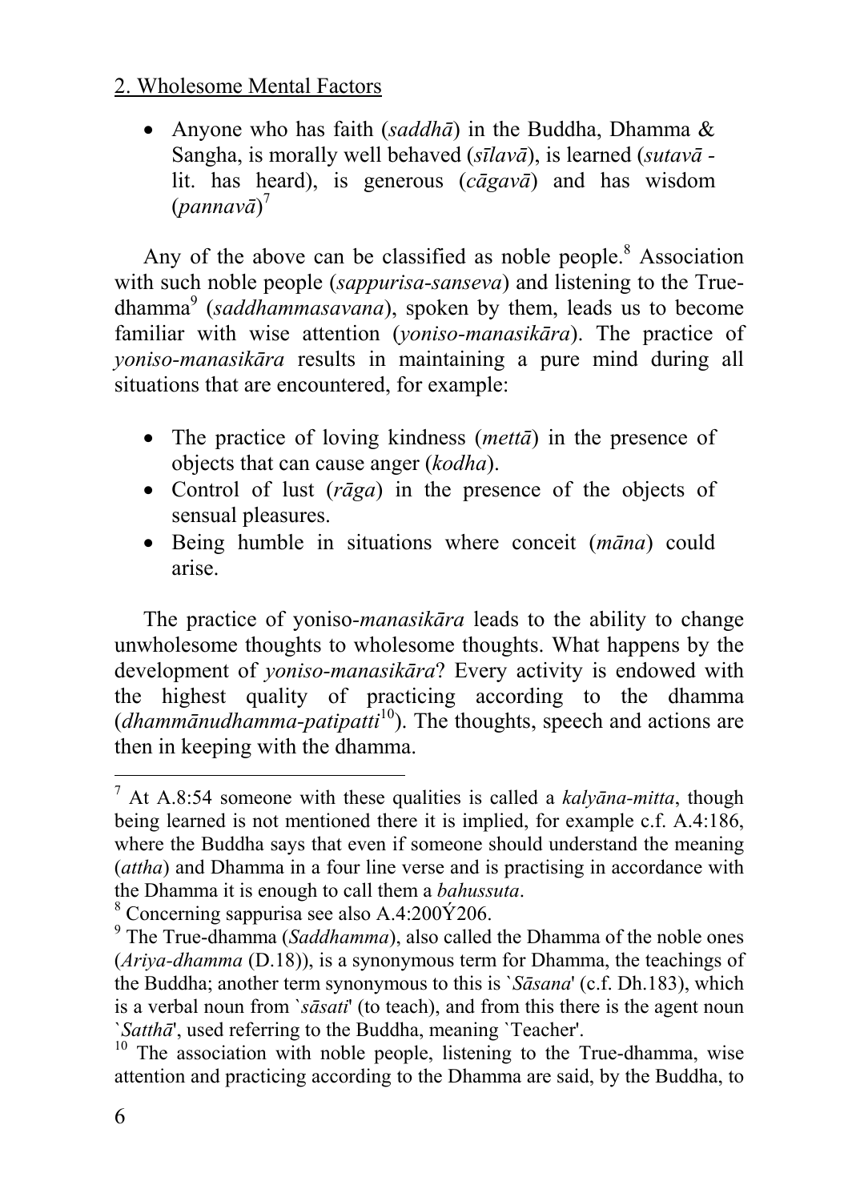2. Wholesome Mental Factors

- Anyone who has faith (*saddhā*) in the Buddha, Dhamma & Sangha, is morally well behaved (*sīlavā*), is learned (*sutavā* - lit. has heard), is generous (*cāgavā*) and has wisdom (*pannavā*)[7]

Any of the above can be classified as noble people.[8] Association with such noble people (*sappurisa-sanseva*) and listening to the True-dhamma[9] (*saddhammasavana*), spoken by them, leads us to become familiar with wise attention (*yoniso-manasikāra*). The practice of *yoniso-manasikāra* results in maintaining a pure mind during all situations that are encountered, for example:

- The practice of loving kindness (*mettā*) in the presence of objects that can cause anger (*kodha*).
- Control of lust (*rāga*) in the presence of the objects of sensual pleasures.
- Being humble in situations where conceit (*māna*) could arise.

The practice of yoniso-*manasikāra* leads to the ability to change unwholesome thoughts to wholesome thoughts. What happens by the development of *yoniso-manasikāra*? Every activity is endowed with the highest quality of practicing according to the dhamma (*dhammānudhamma-patipatti*[10]). The thoughts, speech and actions are then in keeping with the dhamma.

---

[7] At A.8:54 someone with these qualities is called a *kalyāna-mitta*, though being learned is not mentioned there it is implied, for example c.f. A.4:186, where the Buddha says that even if someone should understand the meaning (*attha*) and Dhamma in a four line verse and is practising in accordance with the Dhamma it is enough to call them a *bahussuta*.

[8] Concerning sappurisa see also A.4:200Ý206.

[9] The True-dhamma (*Saddhamma*), also called the Dhamma of the noble ones (*Ariya-dhamma* (D.18)), is a synonymous term for Dhamma, the teachings of the Buddha; another term synonymous to this is `*Sāsana*' (c.f. Dh.183), which is a verbal noun from `*sāsati*' (to teach), and from this there is the agent noun `*Satthā*', used referring to the Buddha, meaning `Teacher'.

[10] The association with noble people, listening to the True-dhamma, wise attention and practicing according to the Dhamma are said, by the Buddha, to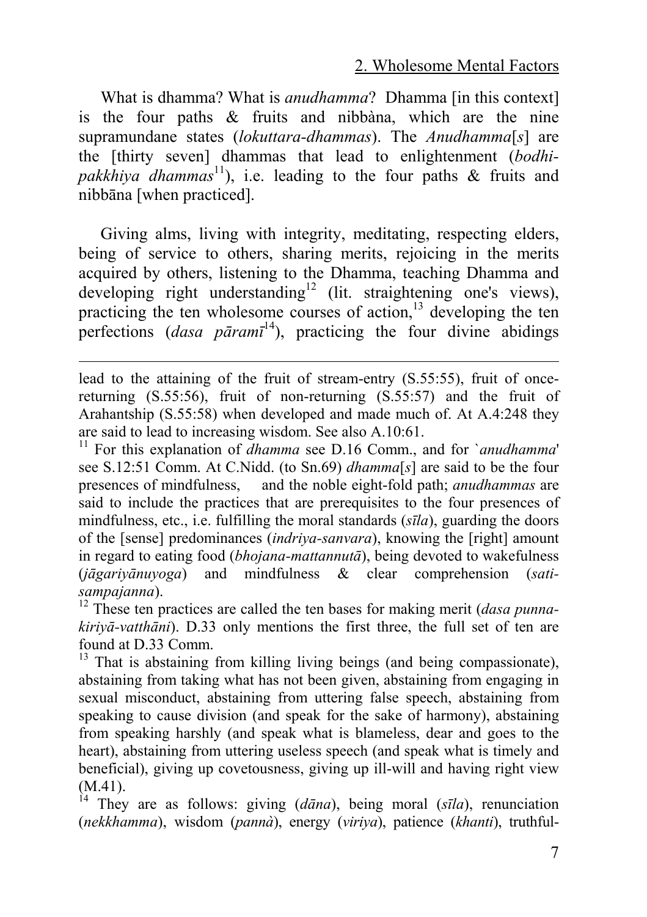What is dhamma? What is *anudhamma*? Dhamma [in this context] is the four paths & fruits and nibbàna, which are the nine supramundane states (*lokuttara-dhammas*). The *Anudhamma*[*s*] are the [thirty seven] dhammas that lead to enlightenment (*bodhi-pakkhiya dhammas*[11]), i.e. leading to the four paths & fruits and nibbāna [when practiced].

Giving alms, living with integrity, meditating, respecting elders, being of service to others, sharing merits, rejoicing in the merits acquired by others, listening to the Dhamma, teaching Dhamma and developing right understanding[12] (lit. straightening one's views), practicing the ten wholesome courses of action,[13] developing the ten perfections (*dasa pāramī*[14]), practicing the four divine abidings

---

lead to the attaining of the fruit of stream-entry (S.55:55), fruit of once-returning (S.55:56), fruit of non-returning (S.55:57) and the fruit of Arahantship (S.55:58) when developed and made much of. At A.4:248 they are said to lead to increasing wisdom. See also A.10:61.

[11] For this explanation of *dhamma* see D.16 Comm., and for `*anudhamma*' see S.12:51 Comm. At C.Nidd. (to Sn.69) *dhamma*[*s*] are said to be the four presences of mindfulness, and the noble eight-fold path; *anudhammas* are said to include the practices that are prerequisites to the four presences of mindfulness, etc., i.e. fulfilling the moral standards (*sīla*), guarding the doors of the [sense] predominances (*indriya-sanvara*), knowing the [right] amount in regard to eating food (*bhojana-mattannutā*), being devoted to wakefulness (*jāgariyānuyoga*) and mindfulness & clear comprehension (*sati-sampajanna*).

[12] These ten practices are called the ten bases for making merit (*dasa punna-kiriyā-vatthāni*). D.33 only mentions the first three, the full set of ten are found at D.33 Comm.

[13] That is abstaining from killing living beings (and being compassionate), abstaining from taking what has not been given, abstaining from engaging in sexual misconduct, abstaining from uttering false speech, abstaining from speaking to cause division (and speak for the sake of harmony), abstaining from speaking harshly (and speak what is blameless, dear and goes to the heart), abstaining from uttering useless speech (and speak what is timely and beneficial), giving up covetousness, giving up ill-will and having right view (M.41).

[14] They are as follows: giving (*dāna*), being moral (*sīla*), renunciation (*nekkhamma*), wisdom (*pannà*), energy (*viriya*), patience (*khanti*), truthful-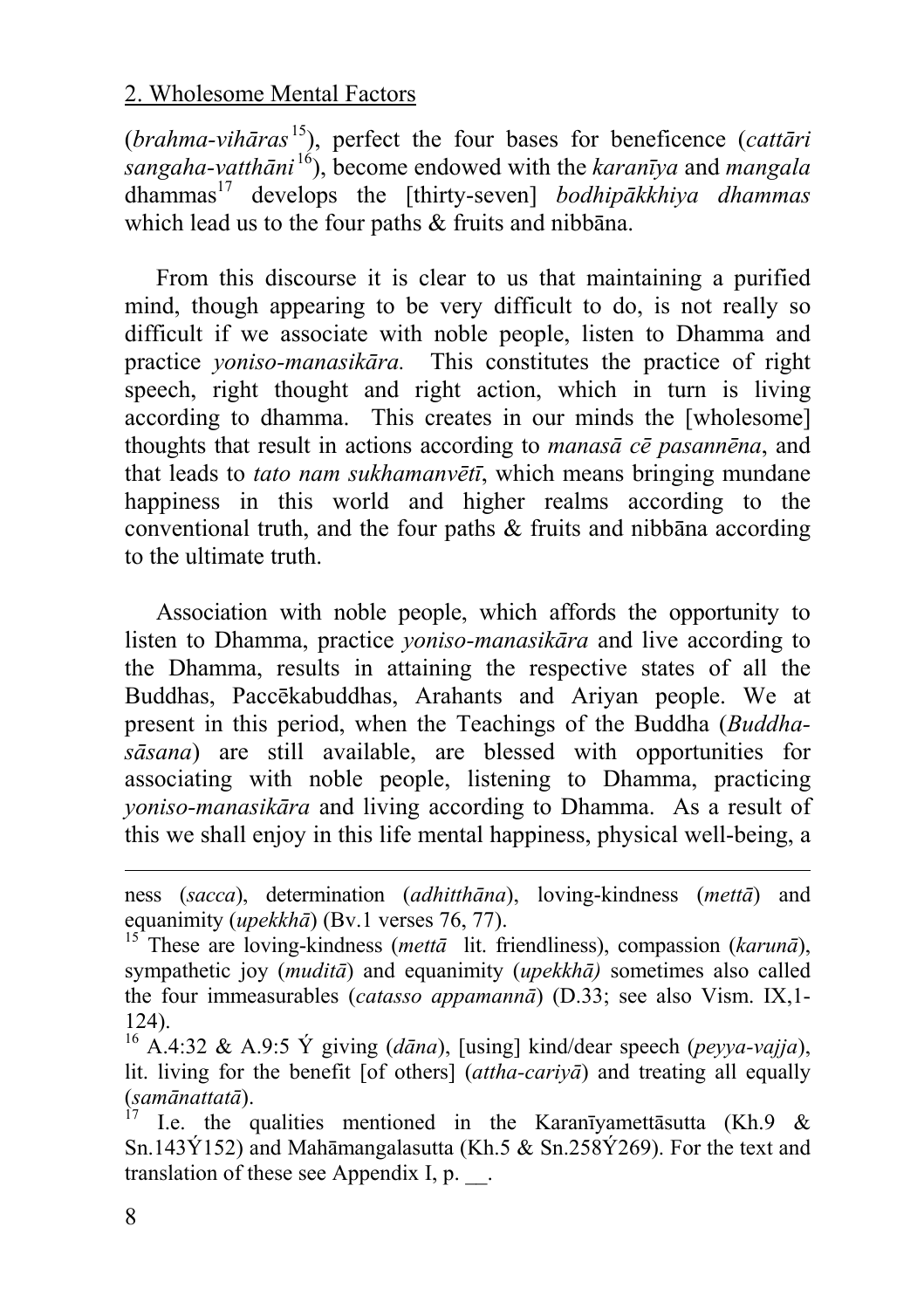## 2. Wholesome Mental Factors

(*brahma-vihāras*[15]), perfect the four bases for beneficence (*cattāri sangaha-vatthāni*[16]), become endowed with the *karanīya* and *mangala* dhammas[17] develops the [thirty-seven] *bodhipākkhiya dhammas* which lead us to the four paths & fruits and nibbāna.

From this discourse it is clear to us that maintaining a purified mind, though appearing to be very difficult to do, is not really so difficult if we associate with noble people, listen to Dhamma and practice *yoniso-manasikāra.* This constitutes the practice of right speech, right thought and right action, which in turn is living according to dhamma. This creates in our minds the [wholesome] thoughts that result in actions according to *manasā cē pasannēna*, and that leads to *tato nam sukhamanvētī*, which means bringing mundane happiness in this world and higher realms according to the conventional truth, and the four paths & fruits and nibbāna according to the ultimate truth.

Association with noble people, which affords the opportunity to listen to Dhamma, practice *yoniso-manasikāra* and live according to the Dhamma, results in attaining the respective states of all the Buddhas, Paccēkabuddhas, Arahants and Ariyan people. We at present in this period, when the Teachings of the Buddha (*Buddha-sāsana*) are still available, are blessed with opportunities for associating with noble people, listening to Dhamma, practicing *yoniso-manasikāra* and living according to Dhamma. As a result of this we shall enjoy in this life mental happiness, physical well-being, a

---

ness (*sacca*), determination (*adhitthāna*), loving-kindness (*mettā*) and equanimity (*upekkhā*) (Bv.1 verses 76, 77).

[15] These are loving-kindness (*mettā* lit. friendliness), compassion (*karunā*), sympathetic joy (*muditā*) and equanimity (*upekkhā)* sometimes also called the four immeasurables (*catasso appamannā*) (D.33; see also Vism. IX,1-124).

[16] A.4:32 & A.9:5 Ý giving (*dāna*), [using] kind/dear speech (*peyya-vajja*), lit. living for the benefit [of others] (*attha-cariyā*) and treating all equally (*samānattatā*).

[17] I.e. the qualities mentioned in the Karanīyamettāsutta (Kh.9 & Sn.143Ý152) and Mahāmangalasutta (Kh.5 & Sn.258Ý269). For the text and translation of these see Appendix I, p. __.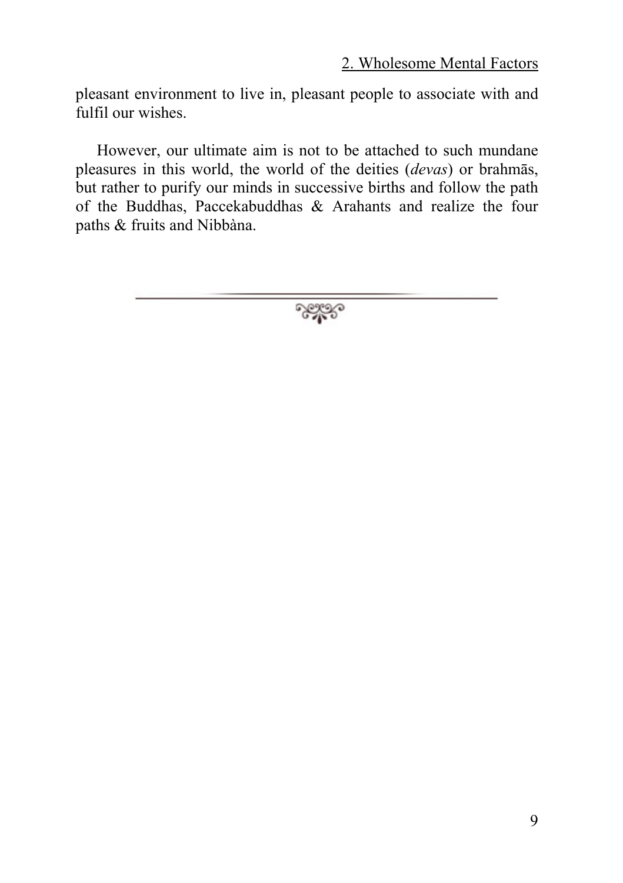pleasant environment to live in, pleasant people to associate with and fulfil our wishes.

However, our ultimate aim is not to be attached to such mundane pleasures in this world, the world of the deities (*devas*) or brahmās, but rather to purify our minds in successive births and follow the path of the Buddhas, Paccekabuddhas & Arahants and realize the four paths & fruits and Nibbàna.